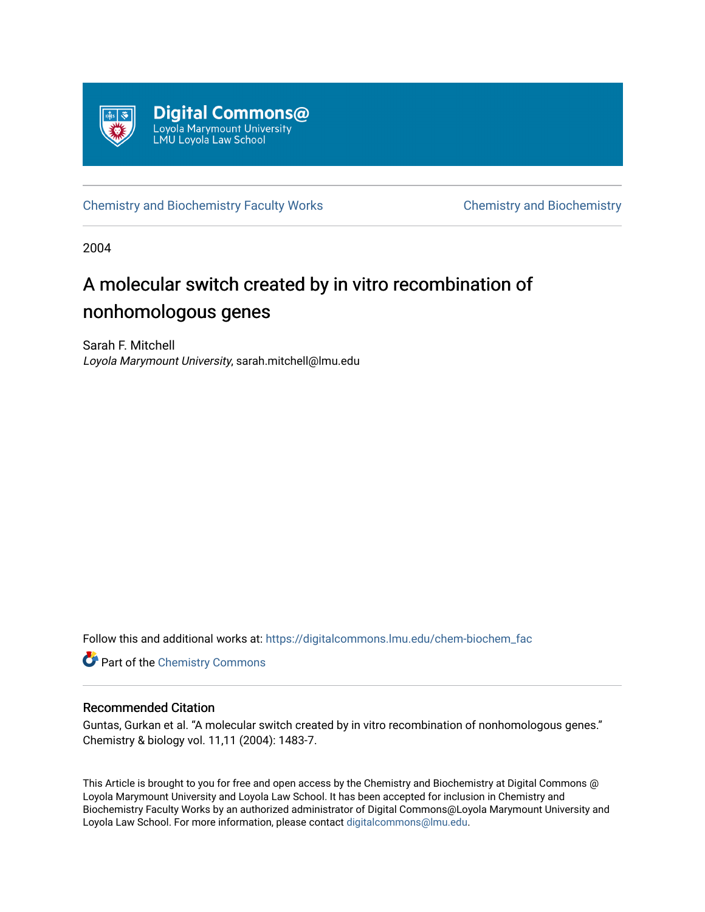Digital Commons@
Loyola Marymount University
LMU Loyola Law School

Chemistry and Biochemistry Faculty Works | Chemistry and Biochemistry

2004

# A molecular switch created by in vitro recombination of nonhomologous genes

Sarah F. Mitchell
*Loyola Marymount University*, sarah.mitchell@lmu.edu

Follow this and additional works at: https://digitalcommons.lmu.edu/chem-biochem_fac

Part of the Chemistry Commons

### Recommended Citation

Guntas, Gurkan et al. "A molecular switch created by in vitro recombination of nonhomologous genes." Chemistry & biology vol. 11,11 (2004): 1483-7.

This Article is brought to you for free and open access by the Chemistry and Biochemistry at Digital Commons @ Loyola Marymount University and Loyola Law School. It has been accepted for inclusion in Chemistry and Biochemistry Faculty Works by an authorized administrator of Digital Commons@Loyola Marymount University and Loyola Law School. For more information, please contact digitalcommons@lmu.edu.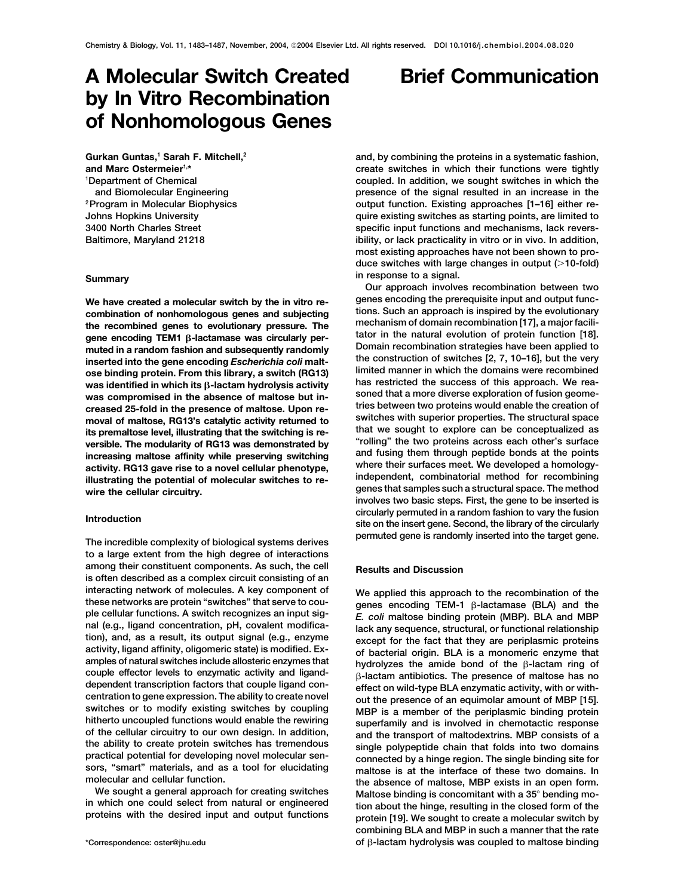# A Molecular Switch Created by In Vitro Recombination of Nonhomologous Genes

Brief Communication

Gurkan Guntas,[1] Sarah F. Mitchell,[2] and Marc Ostermeier[1,*]
[1]Department of Chemical and Biomolecular Engineering
[2]Program in Molecular Biophysics
Johns Hopkins University
3400 North Charles Street
Baltimore, Maryland 21218

## Summary

**We have created a molecular switch by the in vitro recombination of nonhomologous genes and subjecting the recombined genes to evolutionary pressure. The gene encoding TEM1 β-lactamase was circularly permuted in a random fashion and subsequently randomly inserted into the gene encoding *Escherichia coli* maltose binding protein. From this library, a switch (RG13) was identified in which its β-lactam hydrolysis activity was compromised in the absence of maltose but increased 25-fold in the presence of maltose. Upon removal of maltose, RG13's catalytic activity returned to its premaltose level, illustrating that the switching is reversible. The modularity of RG13 was demonstrated by increasing maltose affinity while preserving switching activity. RG13 gave rise to a novel cellular phenotype, illustrating the potential of molecular switches to rewire the cellular circuitry.**

## Introduction

The incredible complexity of biological systems derives to a large extent from the high degree of interactions among their constituent components. As such, the cell is often described as a complex circuit consisting of an interacting network of molecules. A key component of these networks are protein "switches" that serve to couple cellular functions. A switch recognizes an input signal (e.g., ligand concentration, pH, covalent modification), and, as a result, its output signal (e.g., enzyme activity, ligand affinity, oligomeric state) is modified. Examples of natural switches include allosteric enzymes that couple effector levels to enzymatic activity and ligand-dependent transcription factors that couple ligand concentration to gene expression. The ability to create novel switches or to modify existing switches by coupling hitherto uncoupled functions would enable the rewiring of the cellular circuitry to our own design. In addition, the ability to create protein switches has tremendous practical potential for developing novel molecular sensors, "smart" materials, and as a tool for elucidating molecular and cellular function.

We sought a general approach for creating switches in which one could select from natural or engineered proteins with the desired input and output functions and, by combining the proteins in a systematic fashion, create switches in which their functions were tightly coupled. In addition, we sought switches in which the presence of the signal resulted in an increase in the output function. Existing approaches [1–16] either require existing switches as starting points, are limited to specific input functions and mechanisms, lack reversibility, or lack practicality in vitro or in vivo. In addition, most existing approaches have not been shown to produce switches with large changes in output (>10-fold) in response to a signal.

Our approach involves recombination between two genes encoding the prerequisite input and output functions. Such an approach is inspired by the evolutionary mechanism of domain recombination [17], a major facilitator in the natural evolution of protein function [18]. Domain recombination strategies have been applied to the construction of switches [2, 7, 10–16], but the very limited manner in which the domains were recombined has restricted the success of this approach. We reasoned that a more diverse exploration of fusion geometries between two proteins would enable the creation of switches with superior properties. The structural space that we sought to explore can be conceptualized as "rolling" the two proteins across each other's surface and fusing them through peptide bonds at the points where their surfaces meet. We developed a homology-independent, combinatorial method for recombining genes that samples such a structural space. The method involves two basic steps. First, the gene to be inserted is circularly permuted in a random fashion to vary the fusion site on the insert gene. Second, the library of the circularly permuted gene is randomly inserted into the target gene.

## Results and Discussion

We applied this approach to the recombination of the genes encoding TEM-1 β-lactamase (BLA) and the *E. coli* maltose binding protein (MBP). BLA and MBP lack any sequence, structural, or functional relationship except for the fact that they are periplasmic proteins of bacterial origin. BLA is a monomeric enzyme that hydrolyzes the amide bond of the β-lactam ring of β-lactam antibiotics. The presence of maltose has no effect on wild-type BLA enzymatic activity, with or without the presence of an equimolar amount of MBP [15]. MBP is a member of the periplasmic binding protein superfamily and is involved in chemotactic response and the transport of maltodextrins. MBP consists of a single polypeptide chain that folds into two domains connected by a hinge region. The single binding site for maltose is at the interface of these two domains. In the absence of maltose, MBP exists in an open form. Maltose binding is concomitant with a 35° bending motion about the hinge, resulting in the closed form of the protein [19]. We sought to create a molecular switch by combining BLA and MBP in such a manner that the rate of β-lactam hydrolysis was coupled to maltose binding

*Correspondence: oster@jhu.edu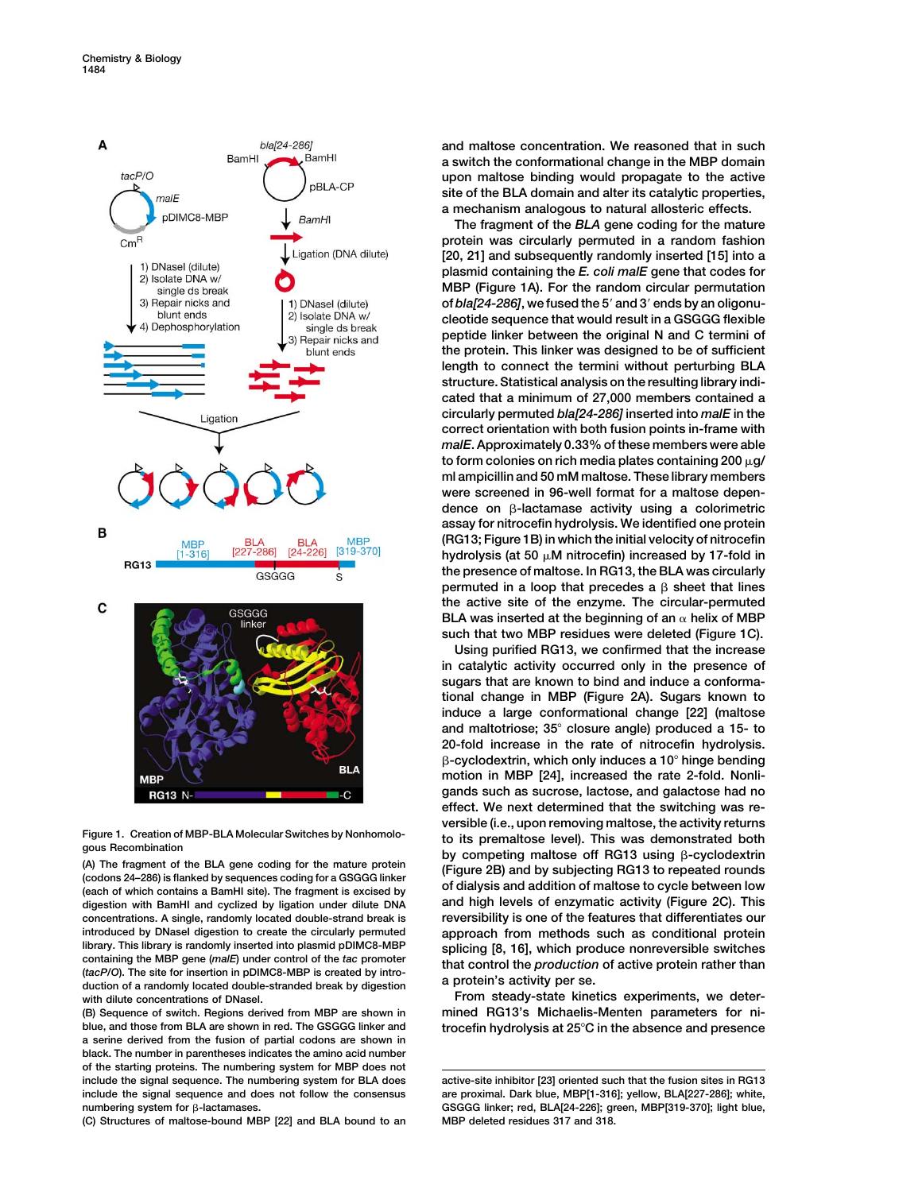and maltose concentration. We reasoned that in such a switch the conformational change in the MBP domain upon maltose binding would propagate to the active site of the BLA domain and alter its catalytic properties, a mechanism analogous to natural allosteric effects.

The fragment of the *BLA* gene coding for the mature protein was circularly permuted in a random fashion [20, 21] and subsequently randomly inserted [15] into a plasmid containing the *E. coli malE* gene that codes for MBP (Figure 1A). For the random circular permutation of *bla[24-286]*, we fused the 5′ and 3′ ends by an oligonucleotide sequence that would result in a GSGGG flexible peptide linker between the original N and C termini of the protein. This linker was designed to be of sufficient length to connect the termini without perturbing BLA structure. Statistical analysis on the resulting library indicated that a minimum of 27,000 members contained a circularly permuted *bla[24-286]* inserted into *malE* in the correct orientation with both fusion points in-frame with *malE*. Approximately 0.33% of these members were able to form colonies on rich media plates containing 200 μg/ml ampicillin and 50 mM maltose. These library members were screened in 96-well format for a maltose dependence on β-lactamase activity using a colorimetric assay for nitrocefin hydrolysis. We identified one protein (RG13; Figure 1B) in which the initial velocity of nitrocefin hydrolysis (at 50 μM nitrocefin) increased by 17-fold in the presence of maltose. In RG13, the BLA was circularly permuted in a loop that precedes a β sheet that lines the active site of the enzyme. The circular-permuted BLA was inserted at the beginning of an α helix of MBP such that two MBP residues were deleted (Figure 1C).

Using purified RG13, we confirmed that the increase in catalytic activity occurred only in the presence of sugars that are known to bind and induce a conformational change in MBP (Figure 2A). Sugars known to induce a large conformational change [22] (maltose and maltotriose; 35° closure angle) produced a 15- to 20-fold increase in the rate of nitrocefin hydrolysis. β-cyclodextrin, which only induces a 10° hinge bending motion in MBP [24], increased the rate 2-fold. Nonligands such as sucrose, lactose, and galactose had no effect. We next determined that the switching was reversible (i.e., upon removing maltose, the activity returns to its premaltose level). This was demonstrated both by competing maltose off RG13 using β-cyclodextrin (Figure 2B) and by subjecting RG13 to repeated rounds of dialysis and addition of maltose to cycle between low and high levels of enzymatic activity (Figure 2C). This reversibility is one of the features that differentiates our approach from methods such as conditional protein splicing [8, 16], which produce nonreversible switches that control the *production* of active protein rather than a protein's activity per se.

From steady-state kinetics experiments, we determined RG13's Michaelis-Menten parameters for nitrocefin hydrolysis at 25°C in the absence and presence

**Figure 1. Creation of MBP-BLA Molecular Switches by Nonhomologous Recombination**

(A) The fragment of the BLA gene coding for the mature protein (codons 24–286) is flanked by sequences coding for a GSGGG linker (each of which contains a BamHI site). The fragment is excised by digestion with BamHI and cyclized by ligation under dilute DNA concentrations. A single, randomly located double-strand break is introduced by DNaseI digestion to create the circularly permuted library. This library is randomly inserted into plasmid pDIMC8-MBP containing the MBP gene (*malE*) under control of the *tac* promoter (*tacP/O*). The site for insertion in pDIMC8-MBP is created by introduction of a randomly located double-stranded break by digestion with dilute concentrations of DNaseI.

(B) Sequence of switch. Regions derived from MBP are shown in blue, and those from BLA are shown in red. The GSGGG linker and a serine derived from the fusion of partial codons are shown in black. The number in parentheses indicates the amino acid number of the starting proteins. The numbering system for MBP does not include the signal sequence. The numbering system for BLA does include the signal sequence and does not follow the consensus numbering system for β-lactamases.

(C) Structures of maltose-bound MBP [22] and BLA bound to an active-site inhibitor [23] oriented such that the fusion sites in RG13 are proximal. Dark blue, MBP[1-316]; yellow, BLA[227-286]; white, GSGGG linker; red, BLA[24-226]; green, MBP[319-370]; light blue, MBP deleted residues 317 and 318.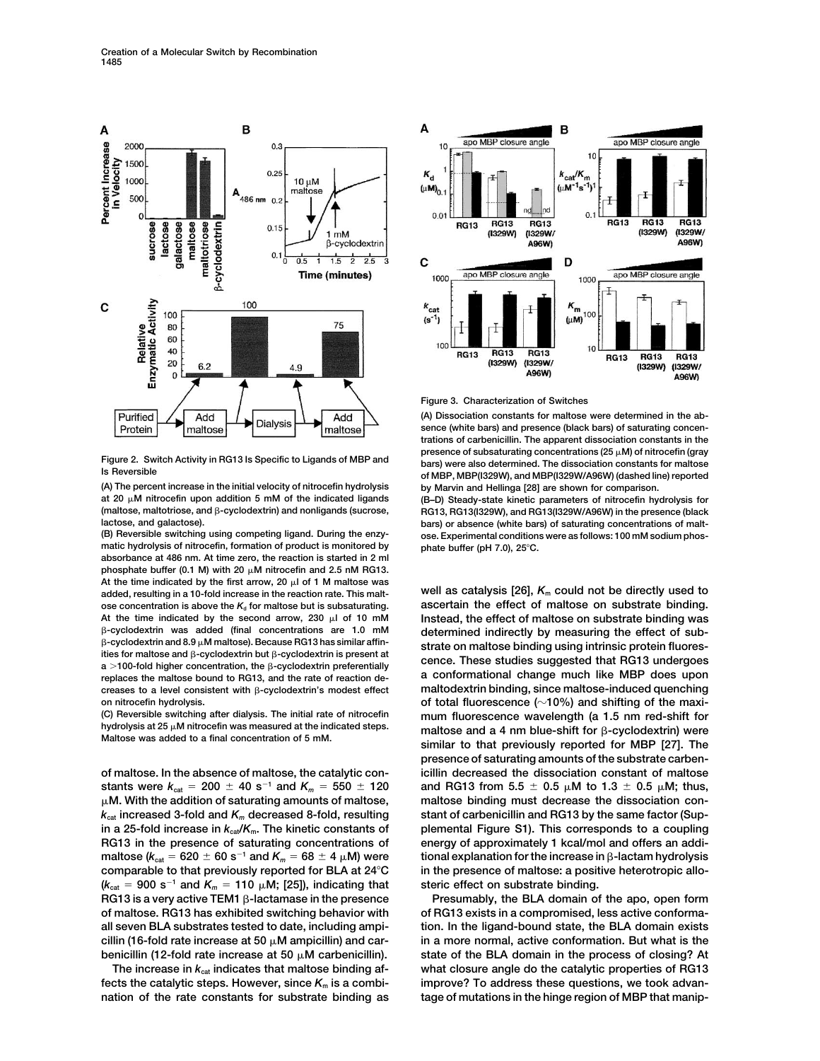Figure 2. Switch Activity in RG13 Is Specific to Ligands of MBP and Is Reversible

(A) The percent increase in the initial velocity of nitrocefin hydrolysis at 20 μM nitrocefin upon addition 5 mM of the indicated ligands (maltose, maltotriose, and β-cyclodextrin) and nonligands (sucrose, lactose, and galactose).

(B) Reversible switching using competing ligand. During the enzymatic hydrolysis of nitrocefin, formation of product is monitored by absorbance at 486 nm. At time zero, the reaction is started in 2 ml phosphate buffer (0.1 M) with 20 μM nitrocefin and 2.5 nM RG13. At the time indicated by the first arrow, 20 μl of 1 M maltose was added, resulting in a 10-fold increase in the reaction rate. This maltose concentration is above the $K_d$ for maltose but is subsaturating. At the time indicated by the second arrow, 230 μl of 10 mM β-cyclodextrin was added (final concentrations are 1.0 mM β-cyclodextrin and 8.9 μM maltose). Because RG13 has similar affinities for maltose and β-cyclodextrin but β-cyclodextrin is present at a >100-fold higher concentration, the β-cyclodextrin preferentially replaces the maltose bound to RG13, and the rate of reaction decreases to a level consistent with β-cyclodextrin's modest effect on nitrocefin hydrolysis.

(C) Reversible switching after dialysis. The initial rate of nitrocefin hydrolysis at 25 μM nitrocefin was measured at the indicated steps. Maltose was added to a final concentration of 5 mM.

Figure 3. Characterization of Switches

(A) Dissociation constants for maltose were determined in the absence (white bars) and presence (black bars) of saturating concentrations of carbenicillin. The apparent dissociation constants in the presence of subsaturating concentrations (25 μM) of nitrocefin (gray bars) were also determined. The dissociation constants for maltose of MBP, MBP(I329W), and MBP(I329W/A96W) (dashed line) reported by Marvin and Hellinga [28] are shown for comparison.

(B–D) Steady-state kinetic parameters of nitrocefin hydrolysis for RG13, RG13(I329W), and RG13(I329W/A96W) in the presence (black bars) or absence (white bars) of saturating concentrations of maltose. Experimental conditions were as follows: 100 mM sodium phosphate buffer (pH 7.0), 25°C.

of maltose. In the absence of maltose, the catalytic constants were $k_{cat}$ = 200 ± 40 $s^{-1}$ and $K_m$ = 550 ± 120 μM. With the addition of saturating amounts of maltose, $k_{cat}$ increased 3-fold and $K_m$ decreased 8-fold, resulting in a 25-fold increase in $k_{cat}/K_m$. The kinetic constants of RG13 in the presence of saturating concentrations of maltose ($k_{cat}$ = 620 ± 60 $s^{-1}$ and $K_m$ = 68 ± 4 μM) were comparable to that previously reported for BLA at 24°C ($k_{cat}$ = 900 $s^{-1}$ and $K_m$ = 110 μM; [25]), indicating that RG13 is a very active TEM1 β-lactamase in the presence of maltose. RG13 has exhibited switching behavior with all seven BLA substrates tested to date, including ampicillin (16-fold rate increase at 50 μM ampicillin) and carbenicillin (12-fold rate increase at 50 μM carbenicillin).

The increase in $k_{cat}$ indicates that maltose binding affects the catalytic steps. However, since $K_m$ is a combination of the rate constants for substrate binding as well as catalysis [26], $K_m$ could not be directly used to ascertain the effect of maltose on substrate binding. Instead, the effect of maltose on substrate binding was determined indirectly by measuring the effect of substrate on maltose binding using intrinsic protein fluorescence. These studies suggested that RG13 undergoes a conformational change much like MBP does upon maltodextrin binding, since maltose-induced quenching of total fluorescence (~10%) and shifting of the maximum fluorescence wavelength (a 1.5 nm red-shift for maltose and a 4 nm blue-shift for β-cyclodextrin) were similar to that previously reported for MBP [27]. The presence of saturating amounts of the substrate carbenicillin decreased the dissociation constant of maltose and RG13 from 5.5 ± 0.5 μM to 1.3 ± 0.5 μM; thus, maltose binding must decrease the dissociation constant of carbenicillin and RG13 by the same factor (Supplemental Figure S1). This corresponds to a coupling energy of approximately 1 kcal/mol and offers an additional explanation for the increase in β-lactam hydrolysis in the presence of maltose: a positive heterotropic allosteric effect on substrate binding.

Presumably, the BLA domain of the apo, open form of RG13 exists in a compromised, less active conformation. In the ligand-bound state, the BLA domain exists in a more normal, active conformation. But what is the state of the BLA domain in the process of closing? At what closure angle do the catalytic properties of RG13 improve? To address these questions, we took advantage of mutations in the hinge region of MBP that manip-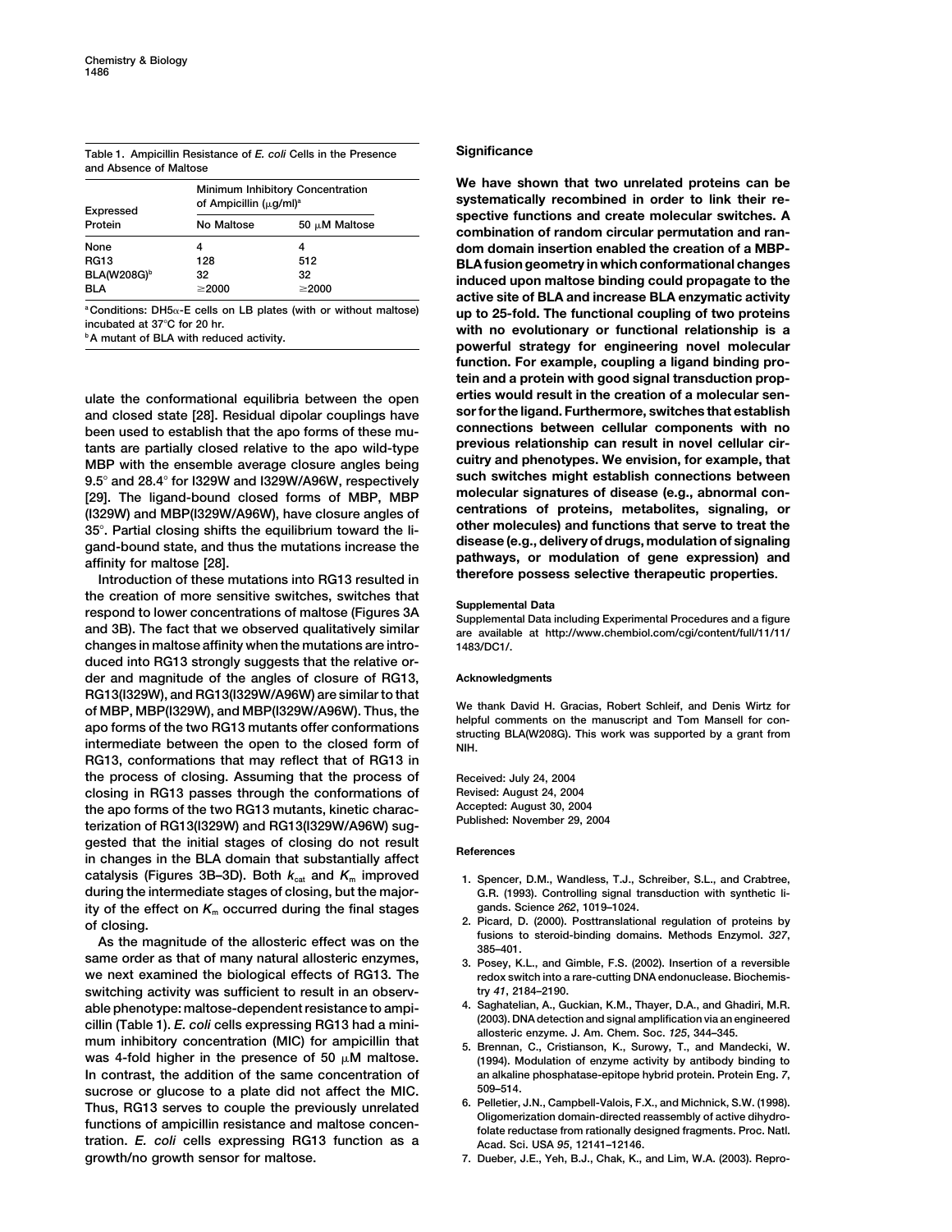Table 1. Ampicillin Resistance of *E. coli* Cells in the Presence and Absence of Maltose

| Expressed Protein | Minimum Inhibitory Concentration of Ampicillin (μg/ml)[a] | |
|---|---|---|
| | No Maltose | 50 μM Maltose |
| None | 4 | 4 |
| RG13 | 128 | 512 |
| BLA(W208G)[b] | 32 | 32 |
| BLA | ≥2000 | ≥2000 |

[a] Conditions: DH5α-E cells on LB plates (with or without maltose) incubated at 37°C for 20 hr.
[b] A mutant of BLA with reduced activity.

ulate the conformational equilibria between the open and closed state [28]. Residual dipolar couplings have been used to establish that the apo forms of these mutants are partially closed relative to the apo wild-type MBP with the ensemble average closure angles being 9.5° and 28.4° for I329W and I329W/A96W, respectively [29]. The ligand-bound closed forms of MBP, MBP (I329W) and MBP(I329W/A96W), have closure angles of 35°. Partial closing shifts the equilibrium toward the ligand-bound state, and thus the mutations increase the affinity for maltose [28].

Introduction of these mutations into RG13 resulted in the creation of more sensitive switches, switches that respond to lower concentrations of maltose (Figures 3A and 3B). The fact that we observed qualitatively similar changes in maltose affinity when the mutations are introduced into RG13 strongly suggests that the relative order and magnitude of the angles of closure of RG13, RG13(I329W), and RG13(I329W/A96W) are similar to that of MBP, MBP(I329W), and MBP(I329W/A96W). Thus, the apo forms of the two RG13 mutants offer conformations intermediate between the open to the closed form of RG13, conformations that may reflect that of RG13 in the process of closing. Assuming that the process of closing in RG13 passes through the conformations of the apo forms of the two RG13 mutants, kinetic characterization of RG13(I329W) and RG13(I329W/A96W) suggested that the initial stages of closing do not result in changes in the BLA domain that substantially affect catalysis (Figures 3B–3D). Both $k_{cat}$ and $K_m$ improved during the intermediate stages of closing, but the majority of the effect on $K_m$ occurred during the final stages of closing.

As the magnitude of the allosteric effect was on the same order as that of many natural allosteric enzymes, we next examined the biological effects of RG13. The switching activity was sufficient to result in an observable phenotype: maltose-dependent resistance to ampicillin (Table 1). *E. coli* cells expressing RG13 had a minimum inhibitory concentration (MIC) for ampicillin that was 4-fold higher in the presence of 50 μM maltose. In contrast, the addition of the same concentration of sucrose or glucose to a plate did not affect the MIC. Thus, RG13 serves to couple the previously unrelated functions of ampicillin resistance and maltose concentration. *E. coli* cells expressing RG13 function as a growth/no growth sensor for maltose.

## Significance

**We have shown that two unrelated proteins can be systematically recombined in order to link their respective functions and create molecular switches. A combination of random circular permutation and random domain insertion enabled the creation of a MBP-BLA fusion geometry in which conformational changes induced upon maltose binding could propagate to the active site of BLA and increase BLA enzymatic activity up to 25-fold. The functional coupling of two proteins with no evolutionary or functional relationship is a powerful strategy for engineering novel molecular function. For example, coupling a ligand binding protein and a protein with good signal transduction properties would result in the creation of a molecular sensor for the ligand. Furthermore, switches that establish connections between cellular components with no previous relationship can result in novel cellular circuitry and phenotypes. We envision, for example, that such switches might establish connections between molecular signatures of disease (e.g., abnormal concentrations of proteins, metabolites, signaling, or other molecules) and functions that serve to treat the disease (e.g., delivery of drugs, modulation of signaling pathways, or modulation of gene expression) and therefore possess selective therapeutic properties.**

### Supplemental Data

Supplemental Data including Experimental Procedures and a figure are available at http://www.chembiol.com/cgi/content/full/11/11/1483/DC1/.

### Acknowledgments

We thank David H. Gracias, Robert Schleif, and Denis Wirtz for helpful comments on the manuscript and Tom Mansell for constructing BLA(W208G). This work was supported by a grant from NIH.

Received: July 24, 2004
Revised: August 24, 2004
Accepted: August 30, 2004
Published: November 29, 2004

### References

1. Spencer, D.M., Wandless, T.J., Schreiber, S.L., and Crabtree, G.R. (1993). Controlling signal transduction with synthetic ligands. Science *262*, 1019–1024.
2. Picard, D. (2000). Posttranslational regulation of proteins by fusions to steroid-binding domains. Methods Enzymol. *327*, 385–401.
3. Posey, K.L., and Gimble, F.S. (2002). Insertion of a reversible redox switch into a rare-cutting DNA endonuclease. Biochemistry *41*, 2184–2190.
4. Saghatelian, A., Guckian, K.M., Thayer, D.A., and Ghadiri, M.R. (2003). DNA detection and signal amplification via an engineered allosteric enzyme. J. Am. Chem. Soc. *125*, 344–345.
5. Brennan, C., Cristianson, K., Surowy, T., and Mandecki, W. (1994). Modulation of enzyme activity by antibody binding to an alkaline phosphatase-epitope hybrid protein. Protein Eng. *7*, 509–514.
6. Pelletier, J.N., Campbell-Valois, F.X., and Michnick, S.W. (1998). Oligomerization domain-directed reassembly of active dihydrofolate reductase from rationally designed fragments. Proc. Natl. Acad. Sci. USA *95*, 12141–12146.
7. Dueber, J.E., Yeh, B.J., Chak, K., and Lim, W.A. (2003). Repro-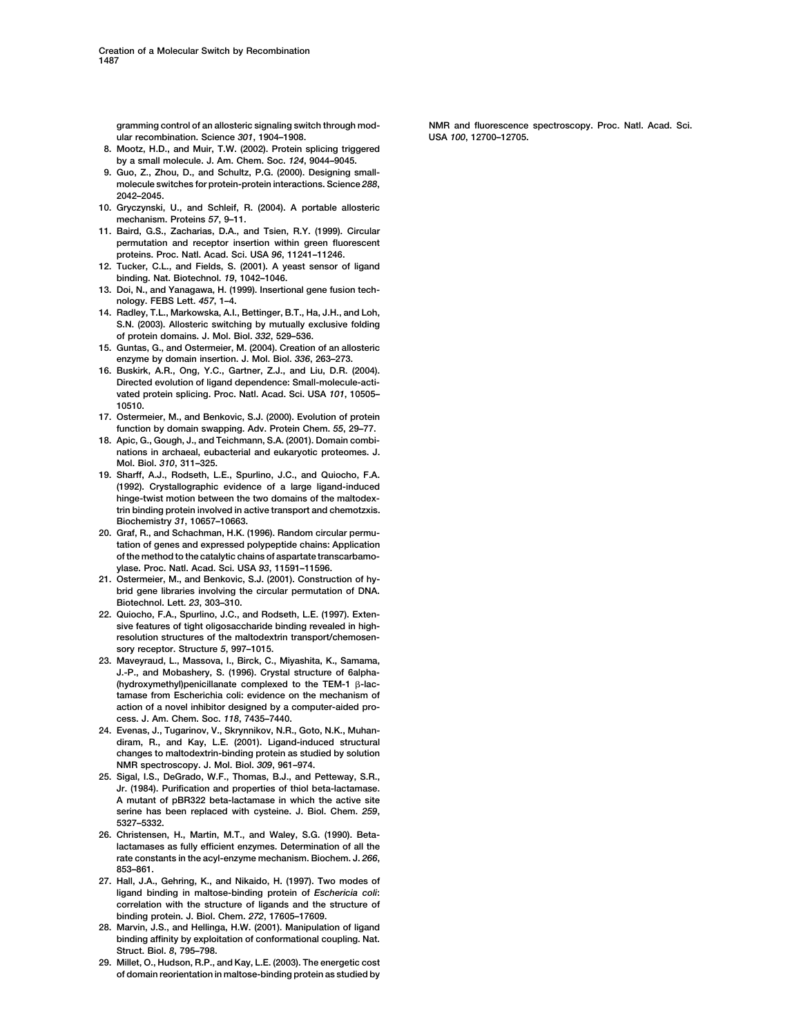gramming control of an allosteric signaling switch through modular recombination. Science *301*, 1904–1908.

8. Mootz, H.D., and Muir, T.W. (2002). Protein splicing triggered by a small molecule. J. Am. Chem. Soc. *124*, 9044–9045.
9. Guo, Z., Zhou, D., and Schultz, P.G. (2000). Designing small-molecule switches for protein-protein interactions. Science *288*, 2042–2045.
10. Gryczynski, U., and Schleif, R. (2004). A portable allosteric mechanism. Proteins *57*, 9–11.
11. Baird, G.S., Zacharias, D.A., and Tsien, R.Y. (1999). Circular permutation and receptor insertion within green fluorescent proteins. Proc. Natl. Acad. Sci. USA *96*, 11241–11246.
12. Tucker, C.L., and Fields, S. (2001). A yeast sensor of ligand binding. Nat. Biotechnol. *19*, 1042–1046.
13. Doi, N., and Yanagawa, H. (1999). Insertional gene fusion technology. FEBS Lett. *457*, 1–4.
14. Radley, T.L., Markowska, A.I., Bettinger, B.T., Ha, J.H., and Loh, S.N. (2003). Allosteric switching by mutually exclusive folding of protein domains. J. Mol. Biol. *332*, 529–536.
15. Guntas, G., and Ostermeier, M. (2004). Creation of an allosteric enzyme by domain insertion. J. Mol. Biol. *336*, 263–273.
16. Buskirk, A.R., Ong, Y.C., Gartner, Z.J., and Liu, D.R. (2004). Directed evolution of ligand dependence: Small-molecule-activated protein splicing. Proc. Natl. Acad. Sci. USA *101*, 10505–10510.
17. Ostermeier, M., and Benkovic, S.J. (2000). Evolution of protein function by domain swapping. Adv. Protein Chem. *55*, 29–77.
18. Apic, G., Gough, J., and Teichmann, S.A. (2001). Domain combinations in archaeal, eubacterial and eukaryotic proteomes. J. Mol. Biol. *310*, 311–325.
19. Sharff, A.J., Rodseth, L.E., Spurlino, J.C., and Quiocho, F.A. (1992). Crystallographic evidence of a large ligand-induced hinge-twist motion between the two domains of the maltodextrin binding protein involved in active transport and chemotzxis. Biochemistry *31*, 10657–10663.
20. Graf, R., and Schachman, H.K. (1996). Random circular permutation of genes and expressed polypeptide chains: Application of the method to the catalytic chains of aspartate transcarbamoylase. Proc. Natl. Acad. Sci. USA *93*, 11591–11596.
21. Ostermeier, M., and Benkovic, S.J. (2001). Construction of hybrid gene libraries involving the circular permutation of DNA. Biotechnol. Lett. *23*, 303–310.
22. Quiocho, F.A., Spurlino, J.C., and Rodseth, L.E. (1997). Extensive features of tight oligosaccharide binding revealed in high-resolution structures of the maltodextrin transport/chemosensory receptor. Structure *5*, 997–1015.
23. Maveyraud, L., Massova, I., Birck, C., Miyashita, K., Samama, J.-P., and Mobashery, S. (1996). Crystal structure of 6alpha-(hydroxymethyl)penicillanate complexed to the TEM-1 β-lactamase from Escherichia coli: evidence on the mechanism of action of a novel inhibitor designed by a computer-aided process. J. Am. Chem. Soc. *118*, 7435–7440.
24. Evenas, J., Tugarinov, V., Skrynnikov, N.R., Goto, N.K., Muhandiram, R., and Kay, L.E. (2001). Ligand-induced structural changes to maltodextrin-binding protein as studied by solution NMR spectroscopy. J. Mol. Biol. *309*, 961–974.
25. Sigal, I.S., DeGrado, W.F., Thomas, B.J., and Petteway, S.R., Jr. (1984). Purification and properties of thiol beta-lactamase. A mutant of pBR322 beta-lactamase in which the active site serine has been replaced with cysteine. J. Biol. Chem. *259*, 5327–5332.
26. Christensen, H., Martin, M.T., and Waley, S.G. (1990). Beta-lactamases as fully efficient enzymes. Determination of all the rate constants in the acyl-enzyme mechanism. Biochem. J. *266*, 853–861.
27. Hall, J.A., Gehring, K., and Nikaido, H. (1997). Two modes of ligand binding in maltose-binding protein of *Eschericia coli*: correlation with the structure of ligands and the structure of binding protein. J. Biol. Chem. *272*, 17605–17609.
28. Marvin, J.S., and Hellinga, H.W. (2001). Manipulation of ligand binding affinity by exploitation of conformational coupling. Nat. Struct. Biol. *8*, 795–798.
29. Millet, O., Hudson, R.P., and Kay, L.E. (2003). The energetic cost of domain reorientation in maltose-binding protein as studied by NMR and fluorescence spectroscopy. Proc. Natl. Acad. Sci. USA *100*, 12700–12705.